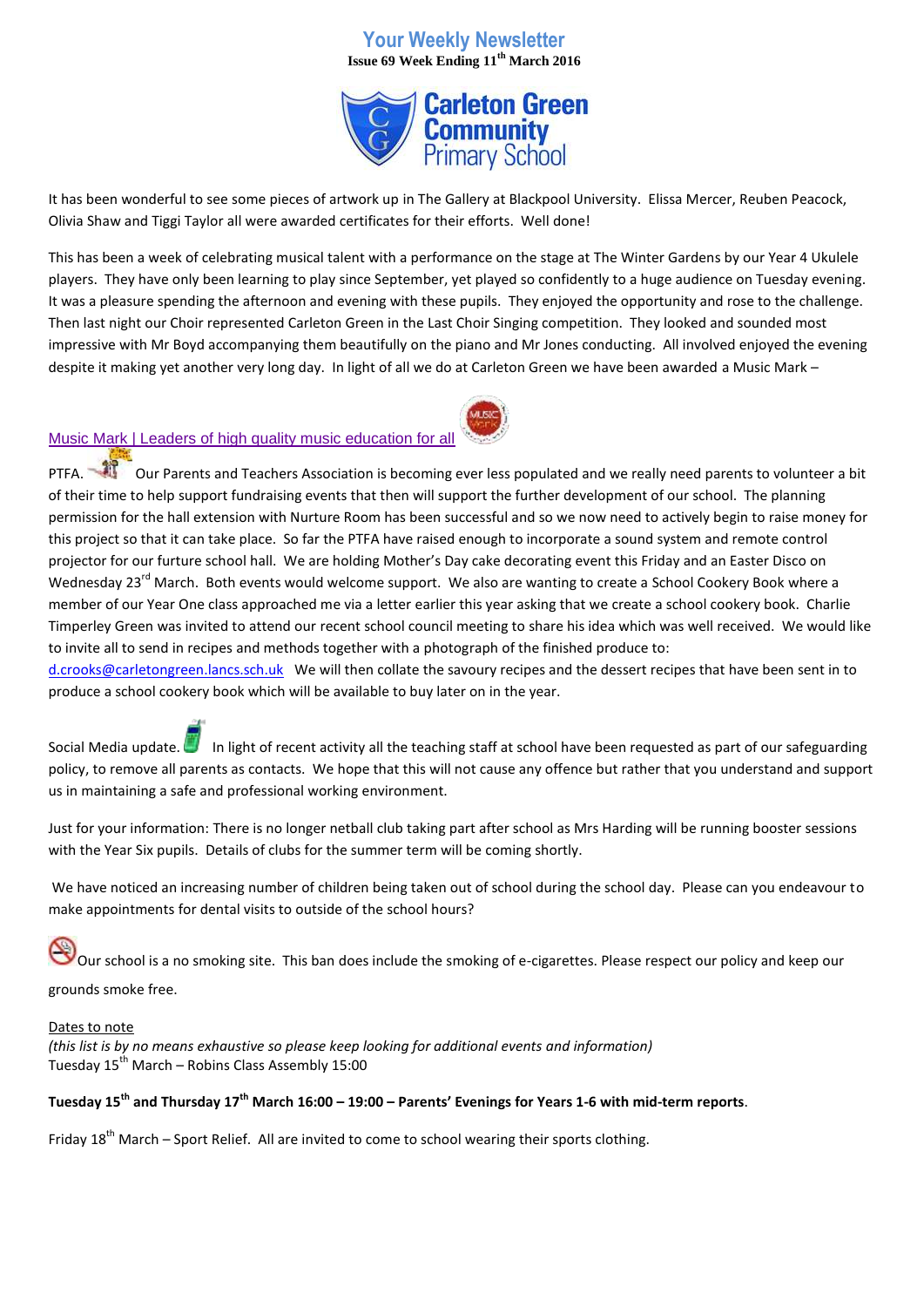# Your Weekly Newsletter

**Issue 69 Week Ending 11th March 2016**

**Carleton Green Community Primary School**

It has been wonderful to see some pieces of artwork up in The Gallery at Blackpool University. Elissa Mercer, Reuben Peacock, Olivia Shaw and Tiggi Taylor all were awarded certificates for their efforts. Well done!

This has been a week of celebrating musical talent with a performance on the stage at The Winter Gardens by our Year 4 Ukulele players. They have only been learning to play since September, yet played so confidently to a huge audience on Tuesday evening. It was a pleasure spending the afternoon and evening with these pupils. They enjoyed the opportunity and rose to the challenge. Then last night our Choir represented Carleton Green in the Last Choir Singing competition. They looked and sounded most impressive with Mr Boyd accompanying them beautifully on the piano and Mr Jones conducting. All involved enjoyed the evening despite it making yet another very long day. In light of all we do at Carleton Green we have been awarded a Music Mark –

Music Mark | Leaders of high quality music education for all

PTFA. Our Parents and Teachers Association is becoming ever less populated and we really need parents to volunteer a bit of their time to help support fundraising events that then will support the further development of our school. The planning permission for the hall extension with Nurture Room has been successful and so we now need to actively begin to raise money for this project so that it can take place. So far the PTFA have raised enough to incorporate a sound system and remote control projector for our furture school hall. We are holding Mother's Day cake decorating event this Friday and an Easter Disco on Wednesday 23rd March. Both events would welcome support. We also are wanting to create a School Cookery Book where a member of our Year One class approached me via a letter earlier this year asking that we create a school cookery book. Charlie Timperley Green was invited to attend our recent school council meeting to share his idea which was well received. We would like to invite all to send in recipes and methods together with a photograph of the finished produce to: d.crooks@carletongreen.lancs.sch.uk We will then collate the savoury recipes and the dessert recipes that have been sent in to produce a school cookery book which will be available to buy later on in the year.

Social Media update. In light of recent activity all the teaching staff at school have been requested as part of our safeguarding policy, to remove all parents as contacts. We hope that this will not cause any offence but rather that you understand and support us in maintaining a safe and professional working environment.

Just for your information: There is no longer netball club taking part after school as Mrs Harding will be running booster sessions with the Year Six pupils. Details of clubs for the summer term will be coming shortly.

We have noticed an increasing number of children being taken out of school during the school day. Please can you endeavour to make appointments for dental visits to outside of the school hours?

Our school is a no smoking site. This ban does include the smoking of e-cigarettes. Please respect our policy and keep our grounds smoke free.

Dates to note

*(this list is by no means exhaustive so please keep looking for additional events and information)*

Tuesday 15th March – Robins Class Assembly 15:00

**Tuesday 15th and Thursday 17th March 16:00 – 19:00 – Parents' Evenings for Years 1-6 with mid-term reports**.

Friday 18th March – Sport Relief. All are invited to come to school wearing their sports clothing.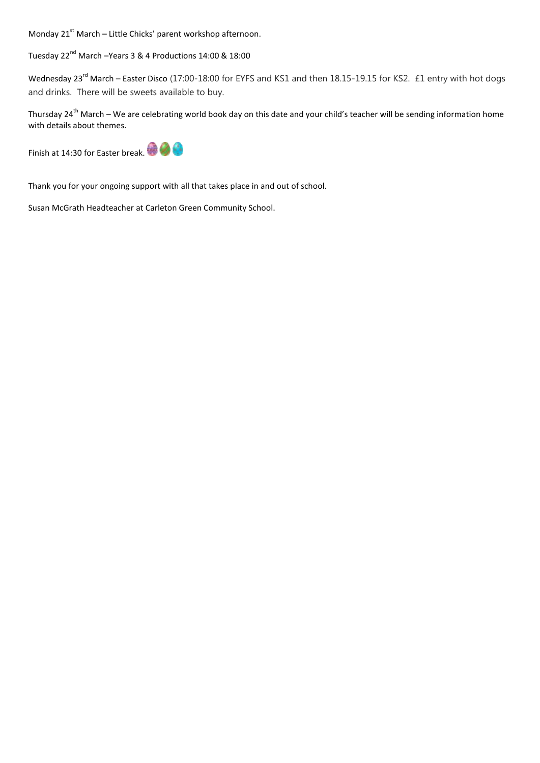Monday 21st March – Little Chicks' parent workshop afternoon.

Tuesday 22nd March –Years 3 & 4 Productions 14:00 & 18:00

Wednesday 23rd March – Easter Disco (17:00-18:00 for EYFS and KS1 and then 18.15-19.15 for KS2. £1 entry with hot dogs and drinks. There will be sweets available to buy.

Thursday 24th March – We are celebrating world book day on this date and your child's teacher will be sending information home with details about themes.

Finish at 14:30 for Easter break.

Thank you for your ongoing support with all that takes place in and out of school.

Susan McGrath Headteacher at Carleton Green Community School.